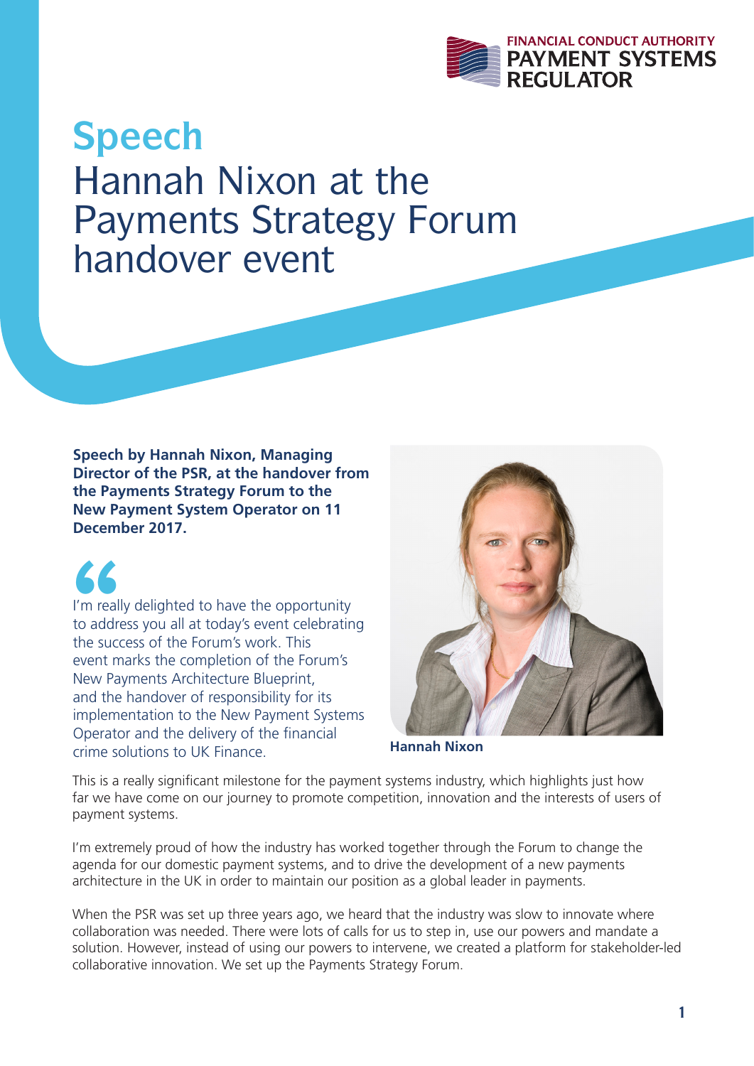FINANCIAL CONDUCT AUTHORITY
PAYMENT SYSTEMS REGULATOR

# Speech
# Hannah Nixon at the Payments Strategy Forum handover event

**Speech by Hannah Nixon, Managing Director of the PSR, at the handover from the Payments Strategy Forum to the New Payment System Operator on 11 December 2017.**

Hannah Nixon

I'm really delighted to have the opportunity to address you all at today's event celebrating the success of the Forum's work. This event marks the completion of the Forum's New Payments Architecture Blueprint, and the handover of responsibility for its implementation to the New Payment Systems Operator and the delivery of the financial crime solutions to UK Finance.

This is a really significant milestone for the payment systems industry, which highlights just how far we have come on our journey to promote competition, innovation and the interests of users of payment systems.

I'm extremely proud of how the industry has worked together through the Forum to change the agenda for our domestic payment systems, and to drive the development of a new payments architecture in the UK in order to maintain our position as a global leader in payments.

When the PSR was set up three years ago, we heard that the industry was slow to innovate where collaboration was needed. There were lots of calls for us to step in, use our powers and mandate a solution. However, instead of using our powers to intervene, we created a platform for stakeholder-led collaborative innovation. We set up the Payments Strategy Forum.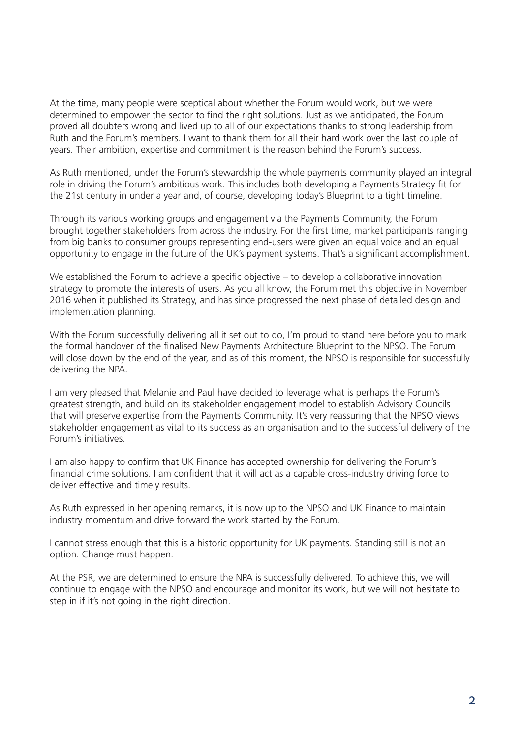At the time, many people were sceptical about whether the Forum would work, but we were determined to empower the sector to find the right solutions. Just as we anticipated, the Forum proved all doubters wrong and lived up to all of our expectations thanks to strong leadership from Ruth and the Forum's members. I want to thank them for all their hard work over the last couple of years. Their ambition, expertise and commitment is the reason behind the Forum's success.

As Ruth mentioned, under the Forum's stewardship the whole payments community played an integral role in driving the Forum's ambitious work. This includes both developing a Payments Strategy fit for the 21st century in under a year and, of course, developing today's Blueprint to a tight timeline.

Through its various working groups and engagement via the Payments Community, the Forum brought together stakeholders from across the industry. For the first time, market participants ranging from big banks to consumer groups representing end-users were given an equal voice and an equal opportunity to engage in the future of the UK's payment systems. That's a significant accomplishment.

We established the Forum to achieve a specific objective – to develop a collaborative innovation strategy to promote the interests of users. As you all know, the Forum met this objective in November 2016 when it published its Strategy, and has since progressed the next phase of detailed design and implementation planning.

With the Forum successfully delivering all it set out to do, I'm proud to stand here before you to mark the formal handover of the finalised New Payments Architecture Blueprint to the NPSO. The Forum will close down by the end of the year, and as of this moment, the NPSO is responsible for successfully delivering the NPA.

I am very pleased that Melanie and Paul have decided to leverage what is perhaps the Forum's greatest strength, and build on its stakeholder engagement model to establish Advisory Councils that will preserve expertise from the Payments Community. It's very reassuring that the NPSO views stakeholder engagement as vital to its success as an organisation and to the successful delivery of the Forum's initiatives.

I am also happy to confirm that UK Finance has accepted ownership for delivering the Forum's financial crime solutions. I am confident that it will act as a capable cross-industry driving force to deliver effective and timely results.

As Ruth expressed in her opening remarks, it is now up to the NPSO and UK Finance to maintain industry momentum and drive forward the work started by the Forum.

I cannot stress enough that this is a historic opportunity for UK payments. Standing still is not an option. Change must happen.

At the PSR, we are determined to ensure the NPA is successfully delivered. To achieve this, we will continue to engage with the NPSO and encourage and monitor its work, but we will not hesitate to step in if it's not going in the right direction.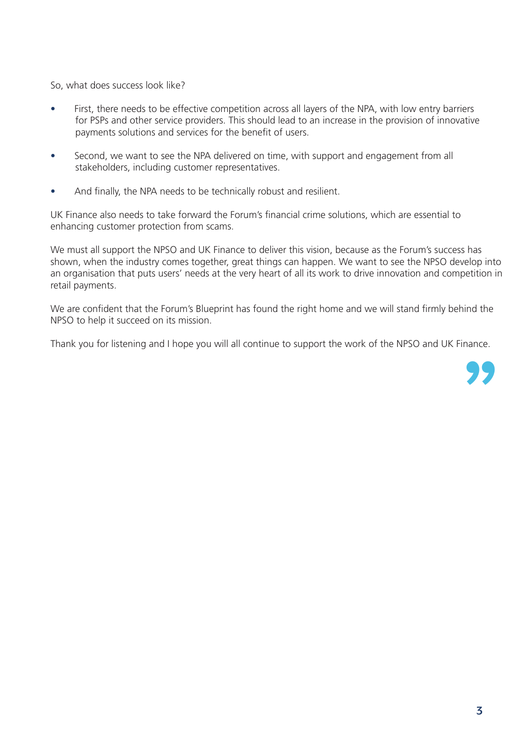So, what does success look like?

- First, there needs to be effective competition across all layers of the NPA, with low entry barriers for PSPs and other service providers. This should lead to an increase in the provision of innovative payments solutions and services for the benefit of users.

- Second, we want to see the NPA delivered on time, with support and engagement from all stakeholders, including customer representatives.

- And finally, the NPA needs to be technically robust and resilient.

UK Finance also needs to take forward the Forum's financial crime solutions, which are essential to enhancing customer protection from scams.

We must all support the NPSO and UK Finance to deliver this vision, because as the Forum's success has shown, when the industry comes together, great things can happen. We want to see the NPSO develop into an organisation that puts users' needs at the very heart of all its work to drive innovation and competition in retail payments.

We are confident that the Forum's Blueprint has found the right home and we will stand firmly behind the NPSO to help it succeed on its mission.

Thank you for listening and I hope you will all continue to support the work of the NPSO and UK Finance.